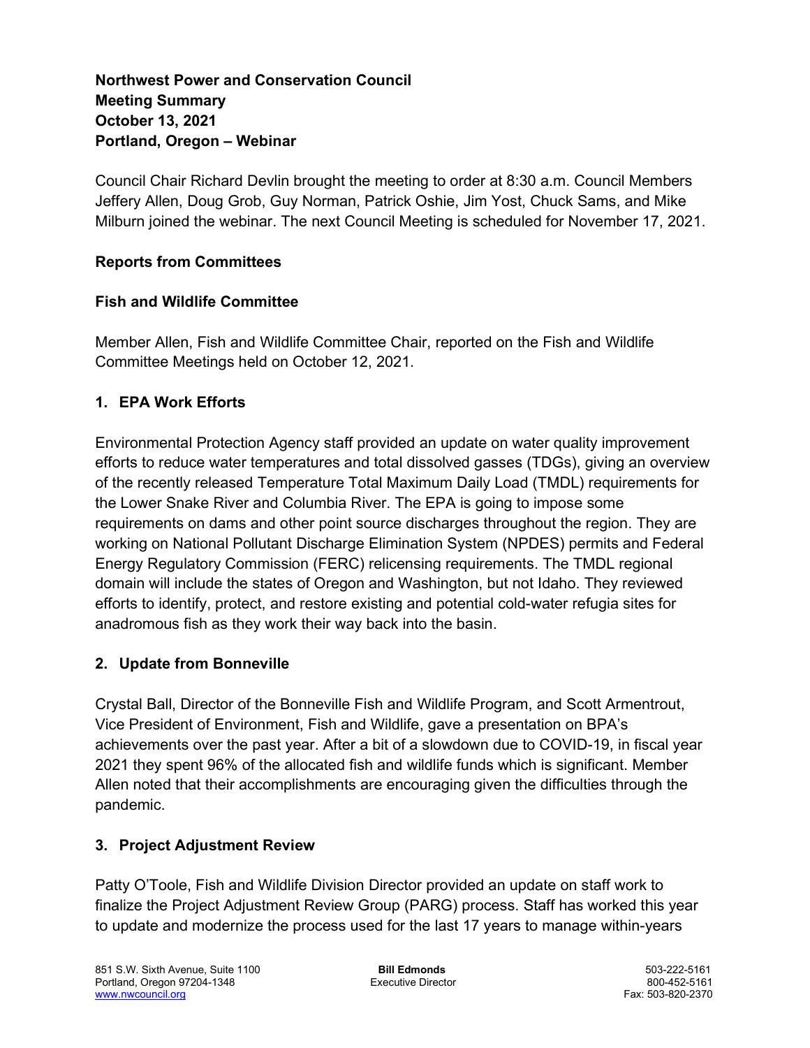**Northwest Power and Conservation Council**
**Meeting Summary**
**October 13, 2021**
**Portland, Oregon – Webinar**

Council Chair Richard Devlin brought the meeting to order at 8:30 a.m. Council Members Jeffery Allen, Doug Grob, Guy Norman, Patrick Oshie, Jim Yost, Chuck Sams, and Mike Milburn joined the webinar. The next Council Meeting is scheduled for November 17, 2021.

## Reports from Committees

### Fish and Wildlife Committee

Member Allen, Fish and Wildlife Committee Chair, reported on the Fish and Wildlife Committee Meetings held on October 12, 2021.

### 1. EPA Work Efforts

Environmental Protection Agency staff provided an update on water quality improvement efforts to reduce water temperatures and total dissolved gasses (TDGs), giving an overview of the recently released Temperature Total Maximum Daily Load (TMDL) requirements for the Lower Snake River and Columbia River. The EPA is going to impose some requirements on dams and other point source discharges throughout the region. They are working on National Pollutant Discharge Elimination System (NPDES) permits and Federal Energy Regulatory Commission (FERC) relicensing requirements. The TMDL regional domain will include the states of Oregon and Washington, but not Idaho. They reviewed efforts to identify, protect, and restore existing and potential cold-water refugia sites for anadromous fish as they work their way back into the basin.

### 2. Update from Bonneville

Crystal Ball, Director of the Bonneville Fish and Wildlife Program, and Scott Armentrout, Vice President of Environment, Fish and Wildlife, gave a presentation on BPA's achievements over the past year. After a bit of a slowdown due to COVID-19, in fiscal year 2021 they spent 96% of the allocated fish and wildlife funds which is significant. Member Allen noted that their accomplishments are encouraging given the difficulties through the pandemic.

### 3. Project Adjustment Review

Patty O'Toole, Fish and Wildlife Division Director provided an update on staff work to finalize the Project Adjustment Review Group (PARG) process. Staff has worked this year to update and modernize the process used for the last 17 years to manage within-years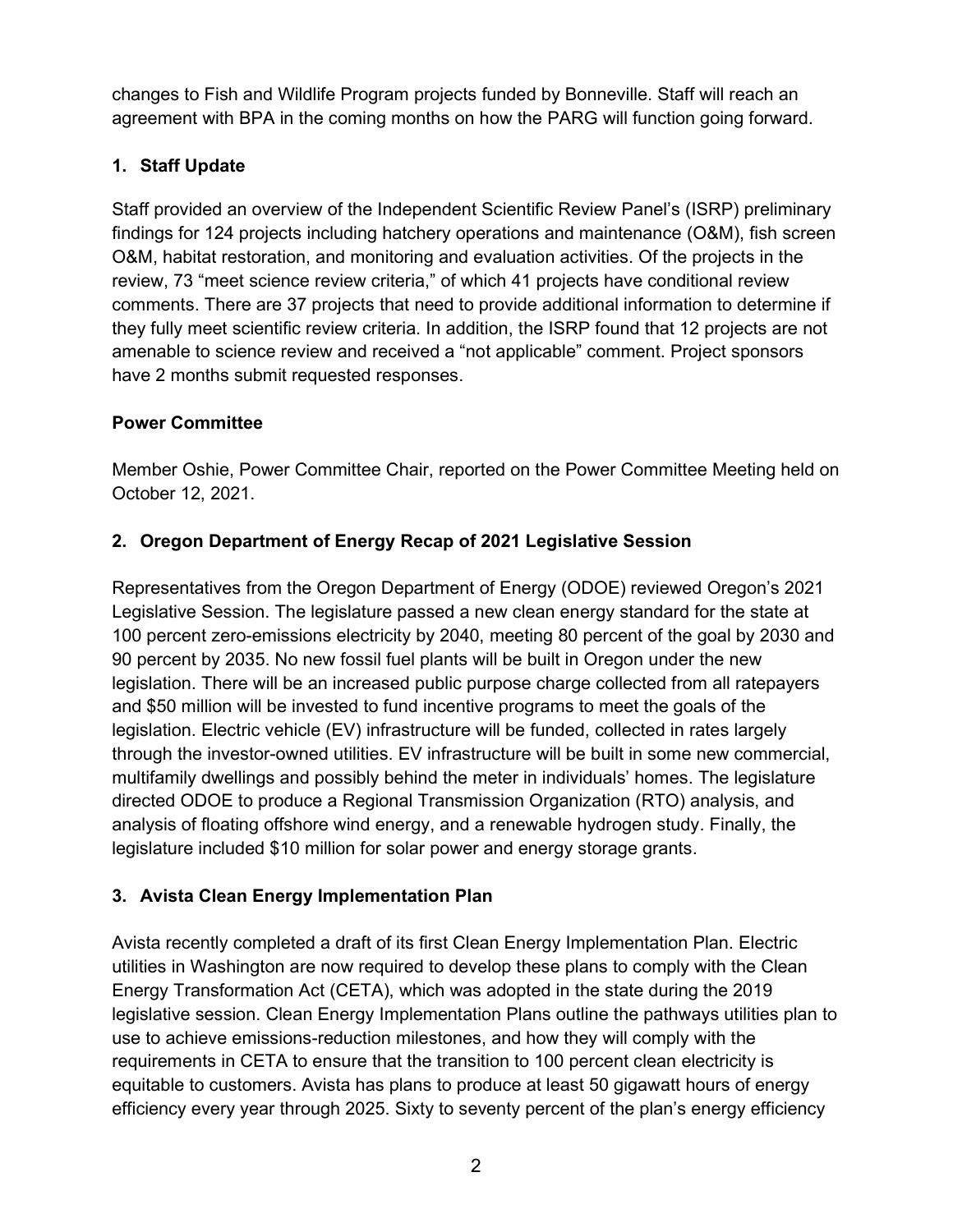changes to Fish and Wildlife Program projects funded by Bonneville. Staff will reach an agreement with BPA in the coming months on how the PARG will function going forward.

## 1. Staff Update

Staff provided an overview of the Independent Scientific Review Panel's (ISRP) preliminary findings for 124 projects including hatchery operations and maintenance (O&M), fish screen O&M, habitat restoration, and monitoring and evaluation activities. Of the projects in the review, 73 "meet science review criteria," of which 41 projects have conditional review comments. There are 37 projects that need to provide additional information to determine if they fully meet scientific review criteria. In addition, the ISRP found that 12 projects are not amenable to science review and received a "not applicable" comment. Project sponsors have 2 months submit requested responses.

## Power Committee

Member Oshie, Power Committee Chair, reported on the Power Committee Meeting held on October 12, 2021.

## 2. Oregon Department of Energy Recap of 2021 Legislative Session

Representatives from the Oregon Department of Energy (ODOE) reviewed Oregon's 2021 Legislative Session. The legislature passed a new clean energy standard for the state at 100 percent zero-emissions electricity by 2040, meeting 80 percent of the goal by 2030 and 90 percent by 2035. No new fossil fuel plants will be built in Oregon under the new legislation. There will be an increased public purpose charge collected from all ratepayers and $50 million will be invested to fund incentive programs to meet the goals of the legislation. Electric vehicle (EV) infrastructure will be funded, collected in rates largely through the investor-owned utilities. EV infrastructure will be built in some new commercial, multifamily dwellings and possibly behind the meter in individuals' homes. The legislature directed ODOE to produce a Regional Transmission Organization (RTO) analysis, and analysis of floating offshore wind energy, and a renewable hydrogen study. Finally, the legislature included $10 million for solar power and energy storage grants.

## 3. Avista Clean Energy Implementation Plan

Avista recently completed a draft of its first Clean Energy Implementation Plan. Electric utilities in Washington are now required to develop these plans to comply with the Clean Energy Transformation Act (CETA), which was adopted in the state during the 2019 legislative session. Clean Energy Implementation Plans outline the pathways utilities plan to use to achieve emissions-reduction milestones, and how they will comply with the requirements in CETA to ensure that the transition to 100 percent clean electricity is equitable to customers. Avista has plans to produce at least 50 gigawatt hours of energy efficiency every year through 2025. Sixty to seventy percent of the plan's energy efficiency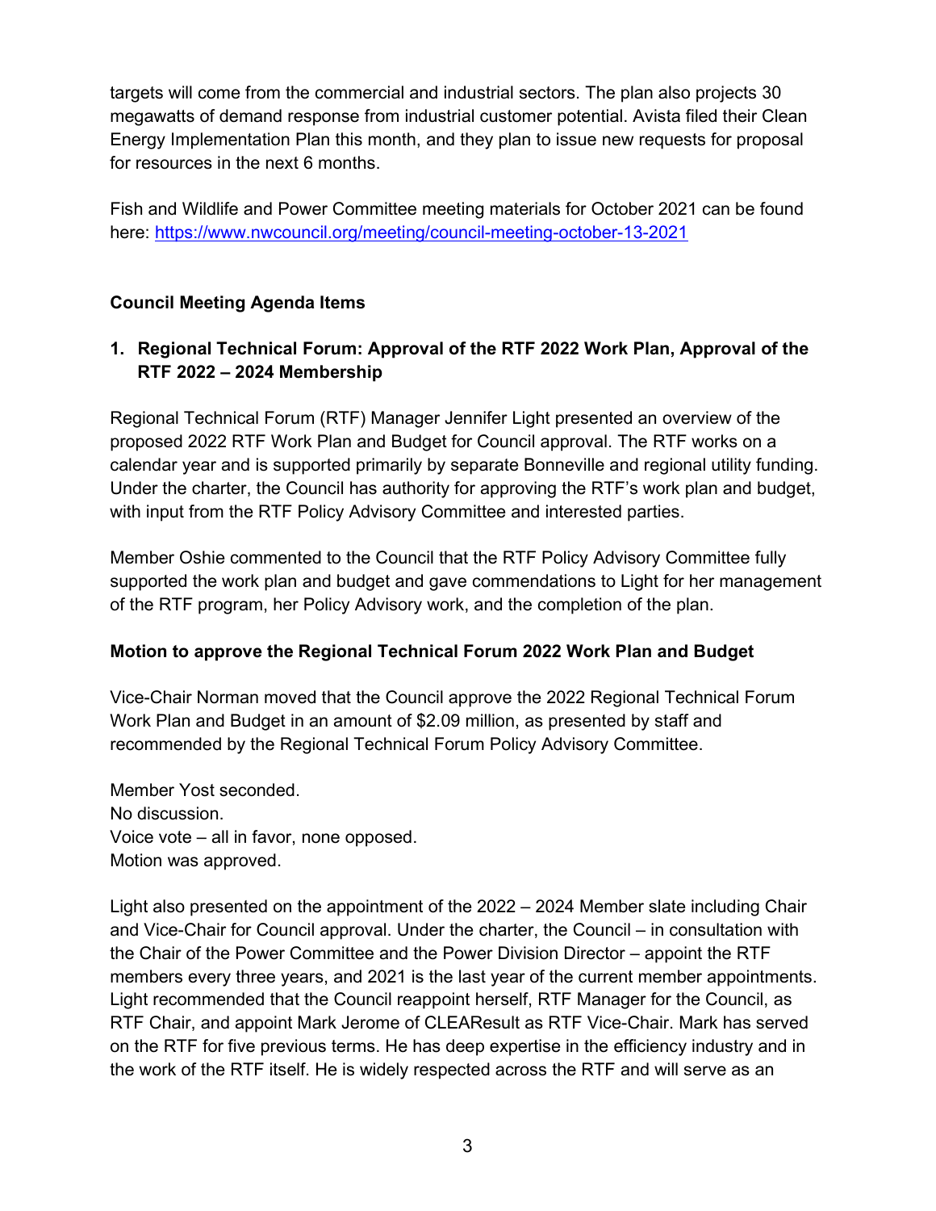targets will come from the commercial and industrial sectors. The plan also projects 30 megawatts of demand response from industrial customer potential. Avista filed their Clean Energy Implementation Plan this month, and they plan to issue new requests for proposal for resources in the next 6 months.

Fish and Wildlife and Power Committee meeting materials for October 2021 can be found here: https://www.nwcouncil.org/meeting/council-meeting-october-13-2021

**Council Meeting Agenda Items**

**1. Regional Technical Forum: Approval of the RTF 2022 Work Plan, Approval of the RTF 2022 – 2024 Membership**

Regional Technical Forum (RTF) Manager Jennifer Light presented an overview of the proposed 2022 RTF Work Plan and Budget for Council approval. The RTF works on a calendar year and is supported primarily by separate Bonneville and regional utility funding. Under the charter, the Council has authority for approving the RTF's work plan and budget, with input from the RTF Policy Advisory Committee and interested parties.

Member Oshie commented to the Council that the RTF Policy Advisory Committee fully supported the work plan and budget and gave commendations to Light for her management of the RTF program, her Policy Advisory work, and the completion of the plan.

**Motion to approve the Regional Technical Forum 2022 Work Plan and Budget**

Vice-Chair Norman moved that the Council approve the 2022 Regional Technical Forum Work Plan and Budget in an amount of $2.09 million, as presented by staff and recommended by the Regional Technical Forum Policy Advisory Committee.

Member Yost seconded.
No discussion.
Voice vote – all in favor, none opposed.
Motion was approved.

Light also presented on the appointment of the 2022 – 2024 Member slate including Chair and Vice-Chair for Council approval. Under the charter, the Council – in consultation with the Chair of the Power Committee and the Power Division Director – appoint the RTF members every three years, and 2021 is the last year of the current member appointments. Light recommended that the Council reappoint herself, RTF Manager for the Council, as RTF Chair, and appoint Mark Jerome of CLEAResult as RTF Vice-Chair. Mark has served on the RTF for five previous terms. He has deep expertise in the efficiency industry and in the work of the RTF itself. He is widely respected across the RTF and will serve as an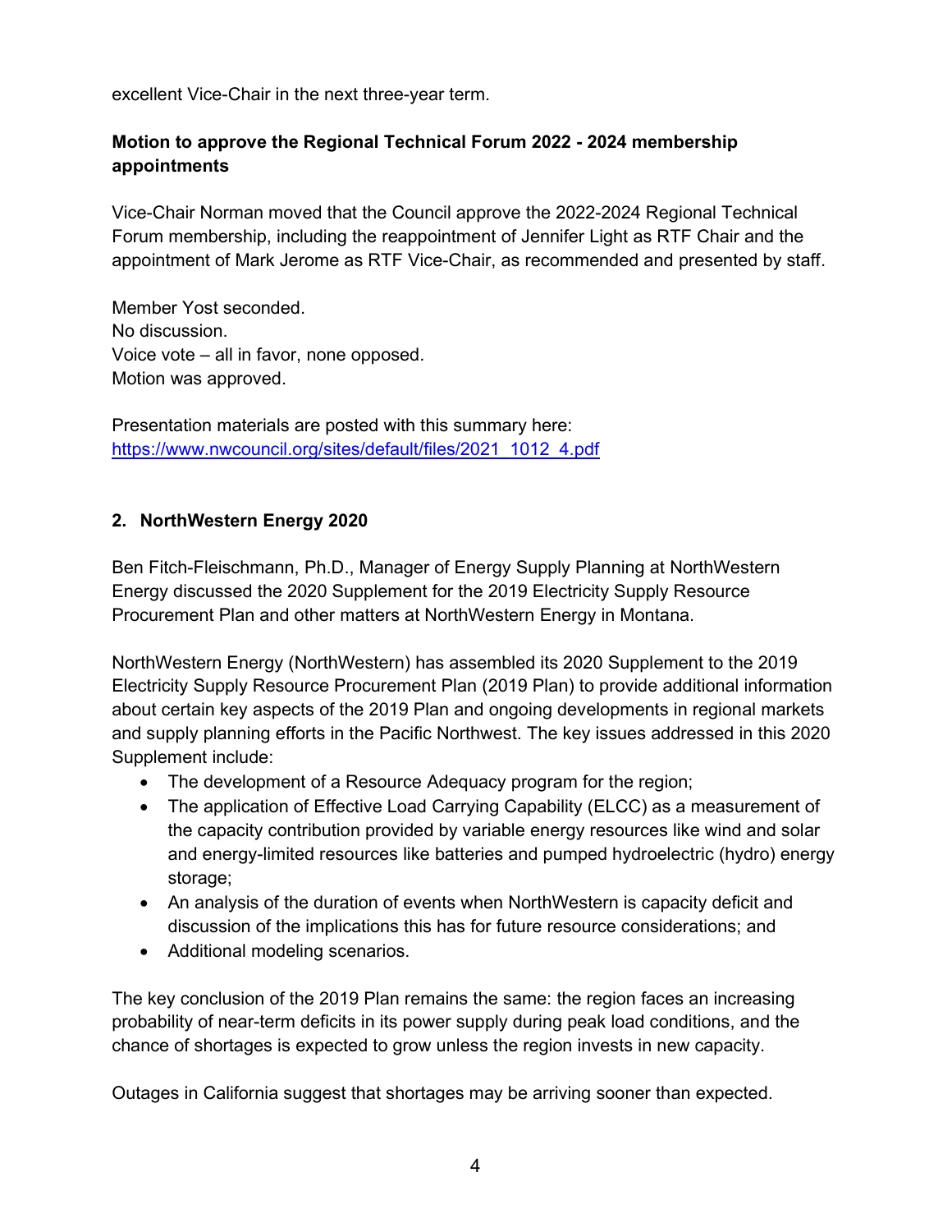excellent Vice-Chair in the next three-year term.

**Motion to approve the Regional Technical Forum 2022 - 2024 membership appointments**

Vice-Chair Norman moved that the Council approve the 2022-2024 Regional Technical Forum membership, including the reappointment of Jennifer Light as RTF Chair and the appointment of Mark Jerome as RTF Vice-Chair, as recommended and presented by staff.

Member Yost seconded.
No discussion.
Voice vote – all in favor, none opposed.
Motion was approved.

Presentation materials are posted with this summary here:
[https://www.nwcouncil.org/sites/default/files/2021_1012_4.pdf](https://www.nwcouncil.org/sites/default/files/2021_1012_4.pdf)

## 2. NorthWestern Energy 2020

Ben Fitch-Fleischmann, Ph.D., Manager of Energy Supply Planning at NorthWestern Energy discussed the 2020 Supplement for the 2019 Electricity Supply Resource Procurement Plan and other matters at NorthWestern Energy in Montana.

NorthWestern Energy (NorthWestern) has assembled its 2020 Supplement to the 2019 Electricity Supply Resource Procurement Plan (2019 Plan) to provide additional information about certain key aspects of the 2019 Plan and ongoing developments in regional markets and supply planning efforts in the Pacific Northwest. The key issues addressed in this 2020 Supplement include:

- The development of a Resource Adequacy program for the region;
- The application of Effective Load Carrying Capability (ELCC) as a measurement of the capacity contribution provided by variable energy resources like wind and solar and energy-limited resources like batteries and pumped hydroelectric (hydro) energy storage;
- An analysis of the duration of events when NorthWestern is capacity deficit and discussion of the implications this has for future resource considerations; and
- Additional modeling scenarios.

The key conclusion of the 2019 Plan remains the same: the region faces an increasing probability of near-term deficits in its power supply during peak load conditions, and the chance of shortages is expected to grow unless the region invests in new capacity.

Outages in California suggest that shortages may be arriving sooner than expected.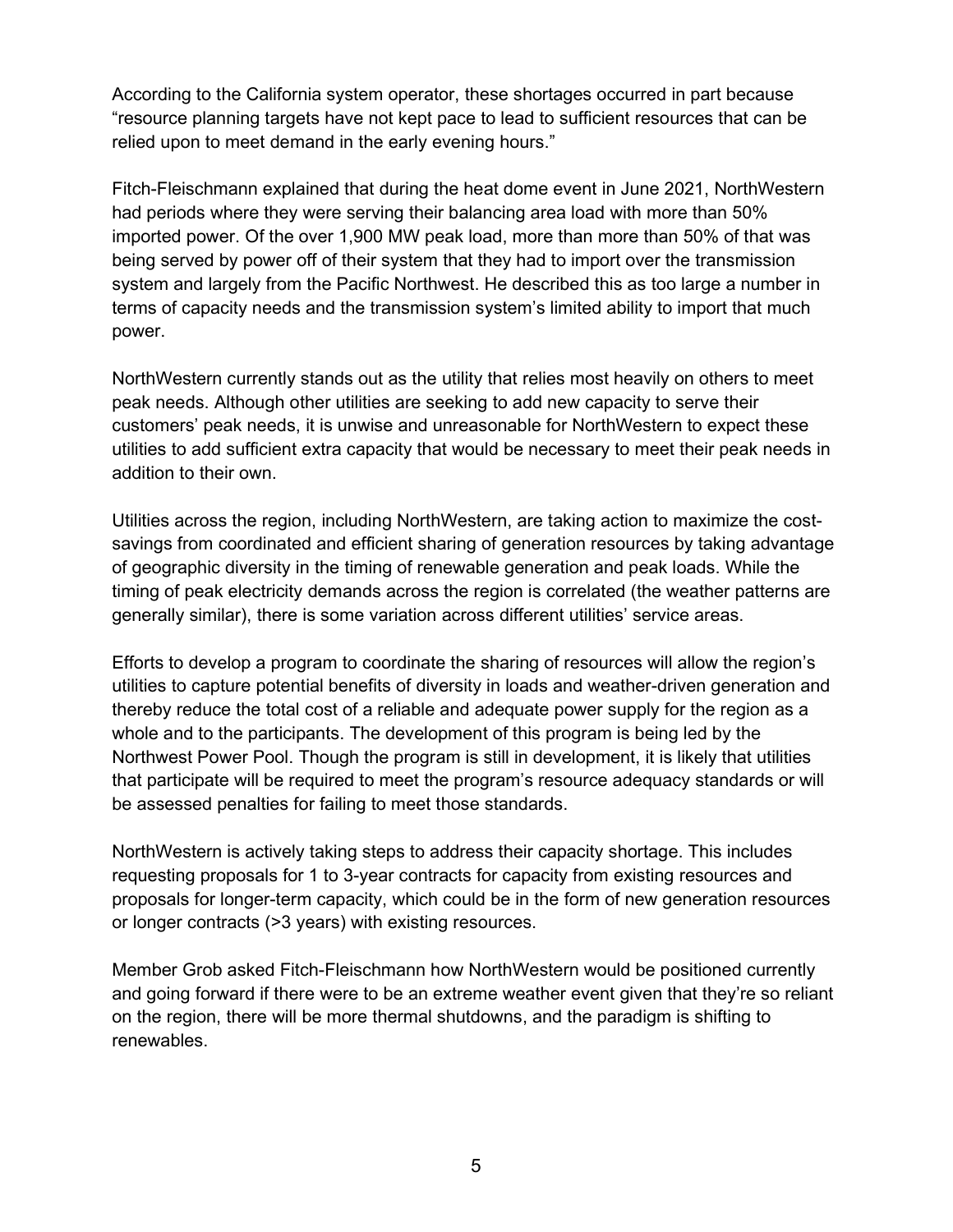According to the California system operator, these shortages occurred in part because "resource planning targets have not kept pace to lead to sufficient resources that can be relied upon to meet demand in the early evening hours."

Fitch-Fleischmann explained that during the heat dome event in June 2021, NorthWestern had periods where they were serving their balancing area load with more than 50% imported power. Of the over 1,900 MW peak load, more than more than 50% of that was being served by power off of their system that they had to import over the transmission system and largely from the Pacific Northwest. He described this as too large a number in terms of capacity needs and the transmission system's limited ability to import that much power.

NorthWestern currently stands out as the utility that relies most heavily on others to meet peak needs. Although other utilities are seeking to add new capacity to serve their customers' peak needs, it is unwise and unreasonable for NorthWestern to expect these utilities to add sufficient extra capacity that would be necessary to meet their peak needs in addition to their own.

Utilities across the region, including NorthWestern, are taking action to maximize the cost-savings from coordinated and efficient sharing of generation resources by taking advantage of geographic diversity in the timing of renewable generation and peak loads. While the timing of peak electricity demands across the region is correlated (the weather patterns are generally similar), there is some variation across different utilities' service areas.

Efforts to develop a program to coordinate the sharing of resources will allow the region's utilities to capture potential benefits of diversity in loads and weather-driven generation and thereby reduce the total cost of a reliable and adequate power supply for the region as a whole and to the participants. The development of this program is being led by the Northwest Power Pool. Though the program is still in development, it is likely that utilities that participate will be required to meet the program's resource adequacy standards or will be assessed penalties for failing to meet those standards.

NorthWestern is actively taking steps to address their capacity shortage. This includes requesting proposals for 1 to 3-year contracts for capacity from existing resources and proposals for longer-term capacity, which could be in the form of new generation resources or longer contracts (>3 years) with existing resources.

Member Grob asked Fitch-Fleischmann how NorthWestern would be positioned currently and going forward if there were to be an extreme weather event given that they're so reliant on the region, there will be more thermal shutdowns, and the paradigm is shifting to renewables.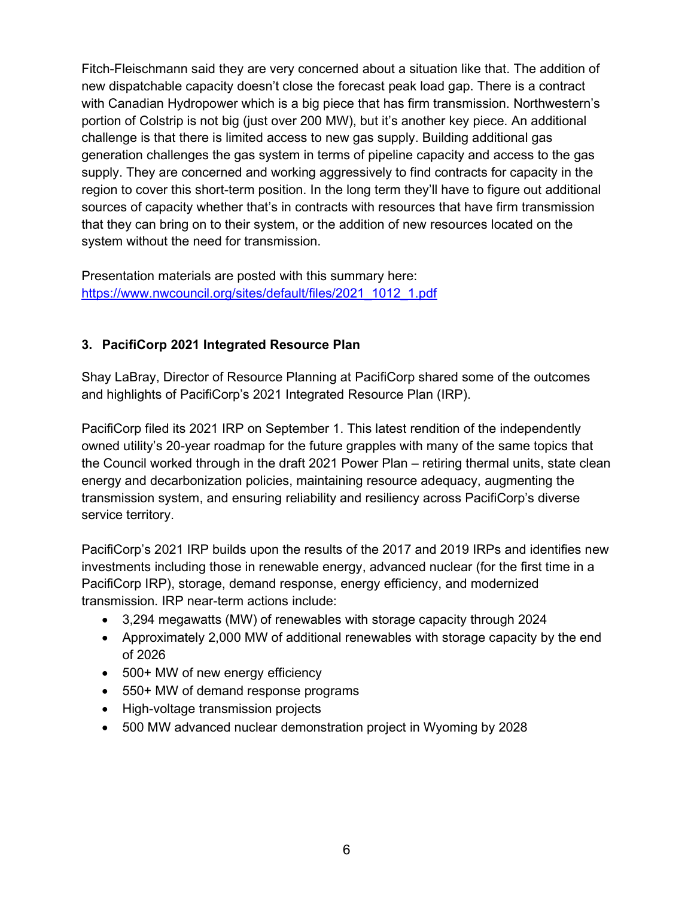Fitch-Fleischmann said they are very concerned about a situation like that. The addition of new dispatchable capacity doesn't close the forecast peak load gap. There is a contract with Canadian Hydropower which is a big piece that has firm transmission. Northwestern's portion of Colstrip is not big (just over 200 MW), but it's another key piece. An additional challenge is that there is limited access to new gas supply. Building additional gas generation challenges the gas system in terms of pipeline capacity and access to the gas supply. They are concerned and working aggressively to find contracts for capacity in the region to cover this short-term position. In the long term they'll have to figure out additional sources of capacity whether that's in contracts with resources that have firm transmission that they can bring on to their system, or the addition of new resources located on the system without the need for transmission.

Presentation materials are posted with this summary here: [https://www.nwcouncil.org/sites/default/files/2021_1012_1.pdf](https://www.nwcouncil.org/sites/default/files/2021_1012_1.pdf)

### 3. PacifiCorp 2021 Integrated Resource Plan

Shay LaBray, Director of Resource Planning at PacifiCorp shared some of the outcomes and highlights of PacifiCorp's 2021 Integrated Resource Plan (IRP).

PacifiCorp filed its 2021 IRP on September 1. This latest rendition of the independently owned utility's 20-year roadmap for the future grapples with many of the same topics that the Council worked through in the draft 2021 Power Plan – retiring thermal units, state clean energy and decarbonization policies, maintaining resource adequacy, augmenting the transmission system, and ensuring reliability and resiliency across PacifiCorp's diverse service territory.

PacifiCorp's 2021 IRP builds upon the results of the 2017 and 2019 IRPs and identifies new investments including those in renewable energy, advanced nuclear (for the first time in a PacifiCorp IRP), storage, demand response, energy efficiency, and modernized transmission. IRP near-term actions include:

- 3,294 megawatts (MW) of renewables with storage capacity through 2024
- Approximately 2,000 MW of additional renewables with storage capacity by the end of 2026
- 500+ MW of new energy efficiency
- 550+ MW of demand response programs
- High-voltage transmission projects
- 500 MW advanced nuclear demonstration project in Wyoming by 2028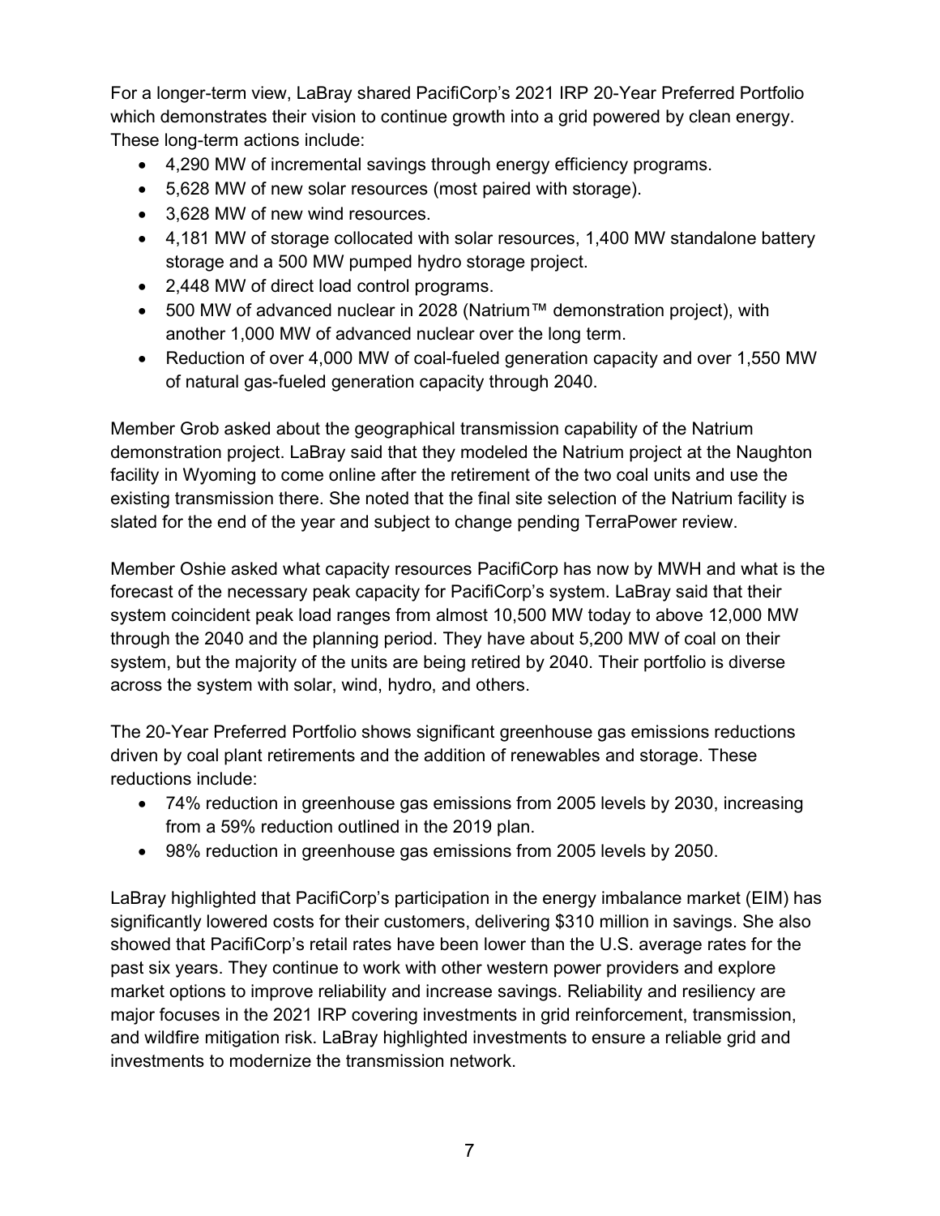For a longer-term view, LaBray shared PacifiCorp's 2021 IRP 20-Year Preferred Portfolio which demonstrates their vision to continue growth into a grid powered by clean energy. These long-term actions include:

- 4,290 MW of incremental savings through energy efficiency programs.
- 5,628 MW of new solar resources (most paired with storage).
- 3,628 MW of new wind resources.
- 4,181 MW of storage collocated with solar resources, 1,400 MW standalone battery storage and a 500 MW pumped hydro storage project.
- 2,448 MW of direct load control programs.
- 500 MW of advanced nuclear in 2028 (Natrium™ demonstration project), with another 1,000 MW of advanced nuclear over the long term.
- Reduction of over 4,000 MW of coal-fueled generation capacity and over 1,550 MW of natural gas-fueled generation capacity through 2040.

Member Grob asked about the geographical transmission capability of the Natrium demonstration project. LaBray said that they modeled the Natrium project at the Naughton facility in Wyoming to come online after the retirement of the two coal units and use the existing transmission there. She noted that the final site selection of the Natrium facility is slated for the end of the year and subject to change pending TerraPower review.

Member Oshie asked what capacity resources PacifiCorp has now by MWH and what is the forecast of the necessary peak capacity for PacifiCorp's system. LaBray said that their system coincident peak load ranges from almost 10,500 MW today to above 12,000 MW through the 2040 and the planning period. They have about 5,200 MW of coal on their system, but the majority of the units are being retired by 2040. Their portfolio is diverse across the system with solar, wind, hydro, and others.

The 20-Year Preferred Portfolio shows significant greenhouse gas emissions reductions driven by coal plant retirements and the addition of renewables and storage. These reductions include:

- 74% reduction in greenhouse gas emissions from 2005 levels by 2030, increasing from a 59% reduction outlined in the 2019 plan.
- 98% reduction in greenhouse gas emissions from 2005 levels by 2050.

LaBray highlighted that PacifiCorp's participation in the energy imbalance market (EIM) has significantly lowered costs for their customers, delivering $310 million in savings. She also showed that PacifiCorp's retail rates have been lower than the U.S. average rates for the past six years. They continue to work with other western power providers and explore market options to improve reliability and increase savings. Reliability and resiliency are major focuses in the 2021 IRP covering investments in grid reinforcement, transmission, and wildfire mitigation risk. LaBray highlighted investments to ensure a reliable grid and investments to modernize the transmission network.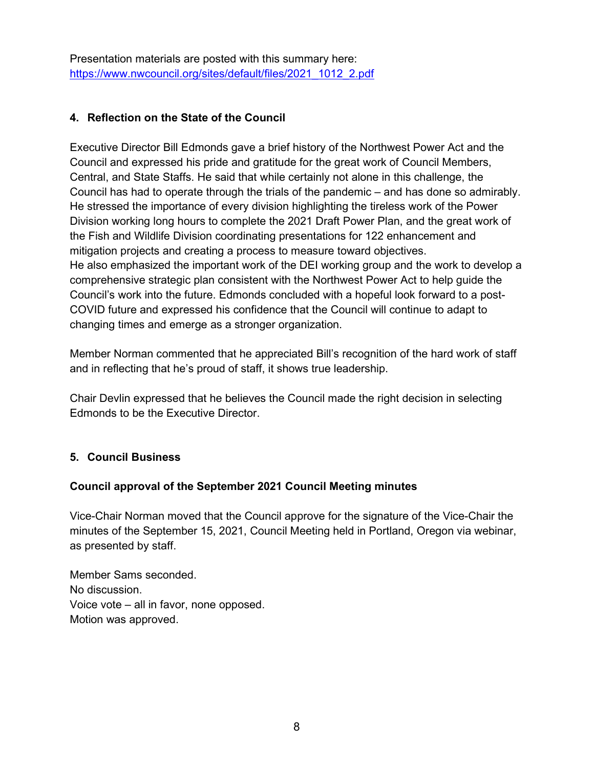Presentation materials are posted with this summary here:
[https://www.nwcouncil.org/sites/default/files/2021_1012_2.pdf](https://www.nwcouncil.org/sites/default/files/2021_1012_2.pdf)

## 4. Reflection on the State of the Council

Executive Director Bill Edmonds gave a brief history of the Northwest Power Act and the Council and expressed his pride and gratitude for the great work of Council Members, Central, and State Staffs. He said that while certainly not alone in this challenge, the Council has had to operate through the trials of the pandemic – and has done so admirably. He stressed the importance of every division highlighting the tireless work of the Power Division working long hours to complete the 2021 Draft Power Plan, and the great work of the Fish and Wildlife Division coordinating presentations for 122 enhancement and mitigation projects and creating a process to measure toward objectives.
He also emphasized the important work of the DEI working group and the work to develop a comprehensive strategic plan consistent with the Northwest Power Act to help guide the Council's work into the future. Edmonds concluded with a hopeful look forward to a post-COVID future and expressed his confidence that the Council will continue to adapt to changing times and emerge as a stronger organization.

Member Norman commented that he appreciated Bill's recognition of the hard work of staff and in reflecting that he's proud of staff, it shows true leadership.

Chair Devlin expressed that he believes the Council made the right decision in selecting Edmonds to be the Executive Director.

## 5. Council Business

**Council approval of the September 2021 Council Meeting minutes**

Vice-Chair Norman moved that the Council approve for the signature of the Vice-Chair the minutes of the September 15, 2021, Council Meeting held in Portland, Oregon via webinar, as presented by staff.

Member Sams seconded.
No discussion.
Voice vote – all in favor, none opposed.
Motion was approved.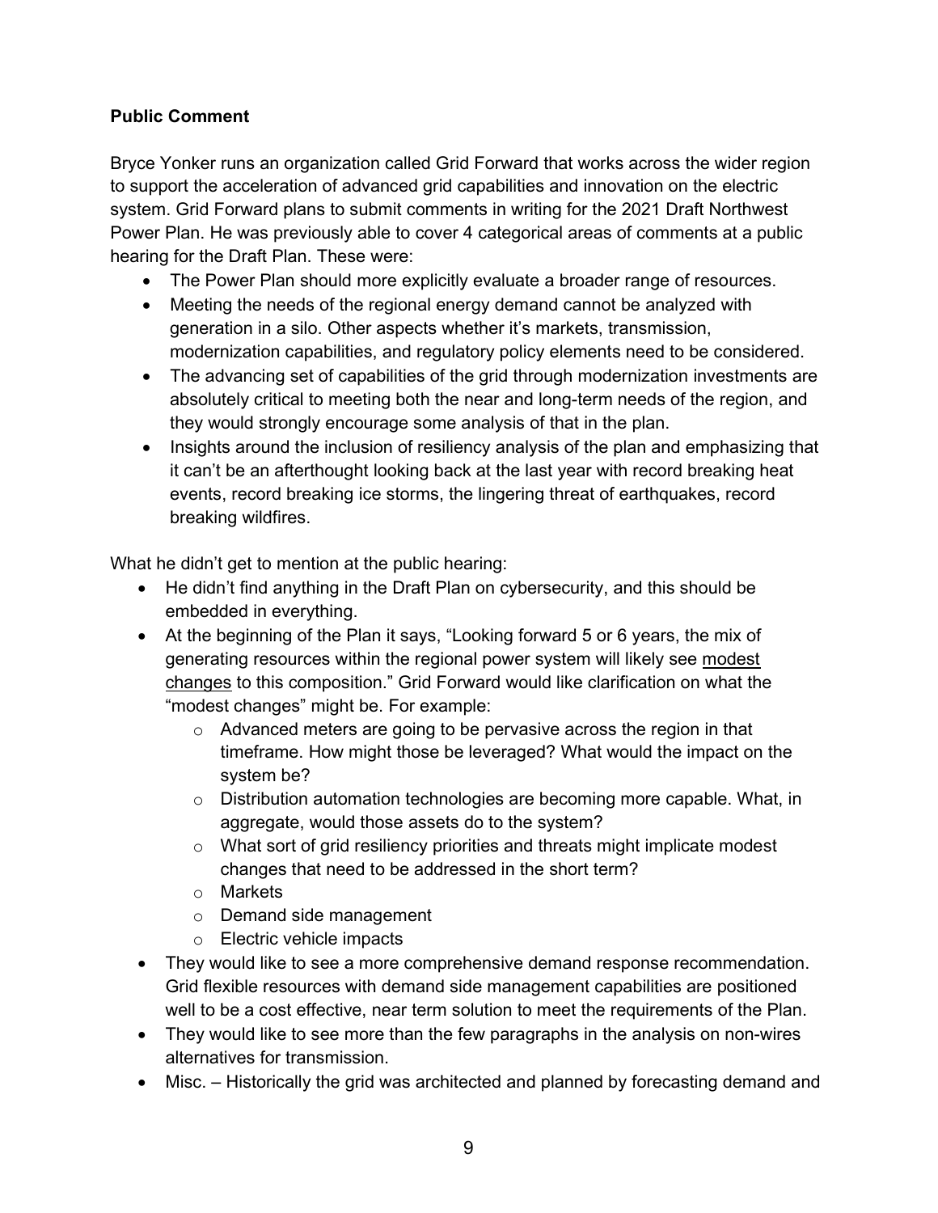**Public Comment**

Bryce Yonker runs an organization called Grid Forward that works across the wider region to support the acceleration of advanced grid capabilities and innovation on the electric system. Grid Forward plans to submit comments in writing for the 2021 Draft Northwest Power Plan. He was previously able to cover 4 categorical areas of comments at a public hearing for the Draft Plan. These were:

- The Power Plan should more explicitly evaluate a broader range of resources.
- Meeting the needs of the regional energy demand cannot be analyzed with generation in a silo. Other aspects whether it's markets, transmission, modernization capabilities, and regulatory policy elements need to be considered.
- The advancing set of capabilities of the grid through modernization investments are absolutely critical to meeting both the near and long-term needs of the region, and they would strongly encourage some analysis of that in the plan.
- Insights around the inclusion of resiliency analysis of the plan and emphasizing that it can't be an afterthought looking back at the last year with record breaking heat events, record breaking ice storms, the lingering threat of earthquakes, record breaking wildfires.

What he didn't get to mention at the public hearing:

- He didn't find anything in the Draft Plan on cybersecurity, and this should be embedded in everything.
- At the beginning of the Plan it says, "Looking forward 5 or 6 years, the mix of generating resources within the regional power system will likely see modest changes to this composition." Grid Forward would like clarification on what the "modest changes" might be. For example:
  - Advanced meters are going to be pervasive across the region in that timeframe. How might those be leveraged? What would the impact on the system be?
  - Distribution automation technologies are becoming more capable. What, in aggregate, would those assets do to the system?
  - What sort of grid resiliency priorities and threats might implicate modest changes that need to be addressed in the short term?
  - Markets
  - Demand side management
  - Electric vehicle impacts
- They would like to see a more comprehensive demand response recommendation. Grid flexible resources with demand side management capabilities are positioned well to be a cost effective, near term solution to meet the requirements of the Plan.
- They would like to see more than the few paragraphs in the analysis on non-wires alternatives for transmission.
- Misc. – Historically the grid was architected and planned by forecasting demand and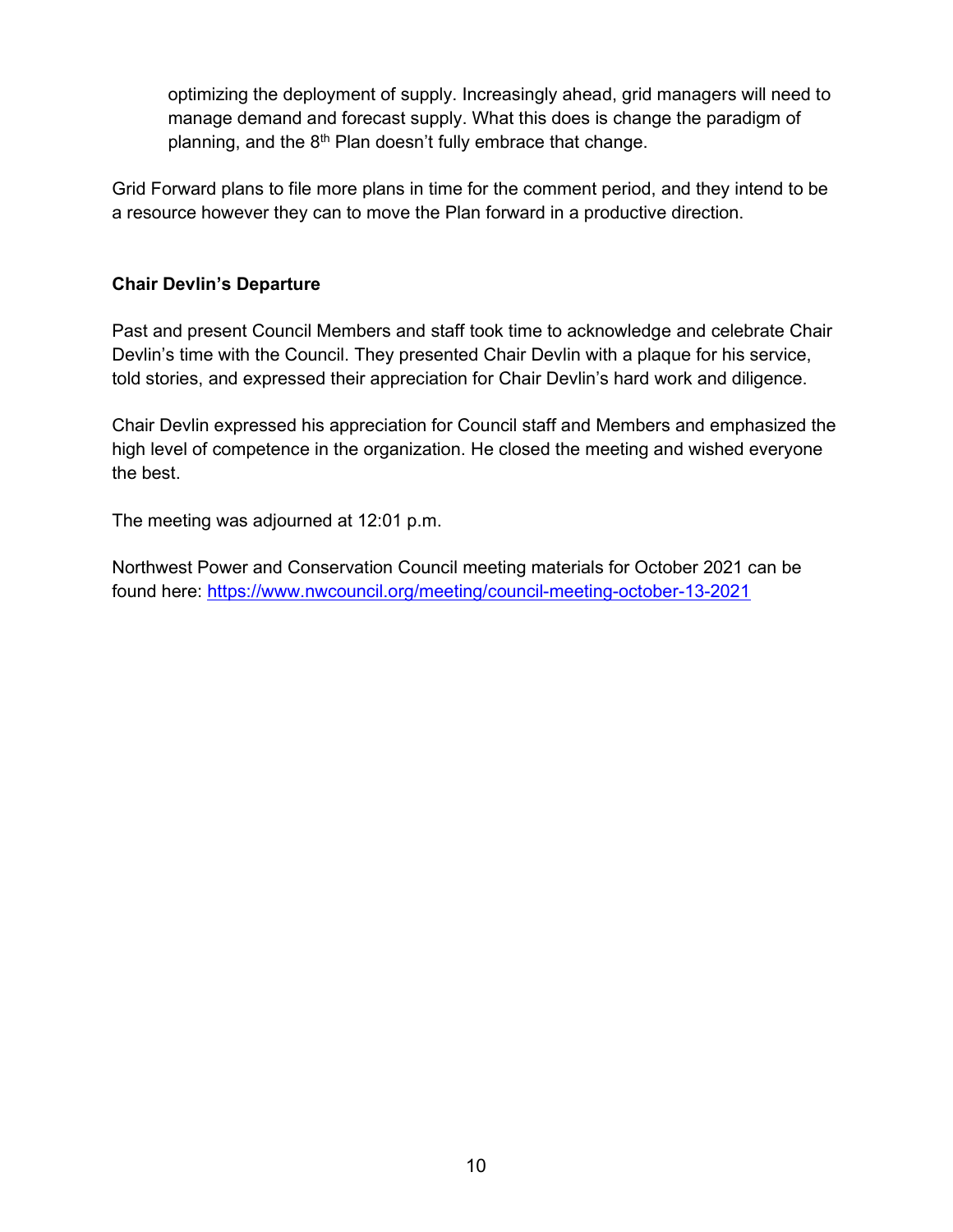optimizing the deployment of supply. Increasingly ahead, grid managers will need to manage demand and forecast supply. What this does is change the paradigm of planning, and the 8th Plan doesn't fully embrace that change.

Grid Forward plans to file more plans in time for the comment period, and they intend to be a resource however they can to move the Plan forward in a productive direction.

**Chair Devlin's Departure**

Past and present Council Members and staff took time to acknowledge and celebrate Chair Devlin's time with the Council. They presented Chair Devlin with a plaque for his service, told stories, and expressed their appreciation for Chair Devlin's hard work and diligence.

Chair Devlin expressed his appreciation for Council staff and Members and emphasized the high level of competence in the organization. He closed the meeting and wished everyone the best.

The meeting was adjourned at 12:01 p.m.

Northwest Power and Conservation Council meeting materials for October 2021 can be found here: https://www.nwcouncil.org/meeting/council-meeting-october-13-2021